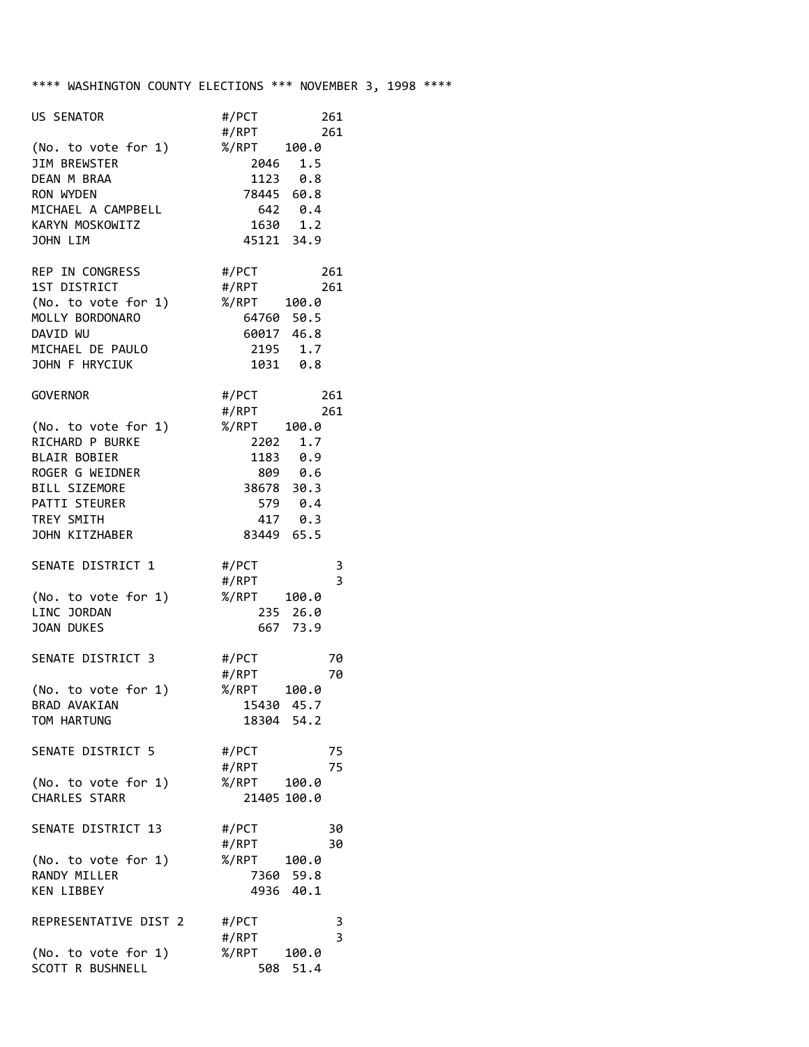**** WASHINGTON COUNTY ELECTIONS *** NOVEMBER 3, 1998 ****

```
US SENATOR                #/PCT        261
                          #/RPT        261
(No. to vote for 1)       %/RPT    100.0
JIM BREWSTER                  2046   1.5
DEAN M BRAA                   1123   0.8
RON WYDEN                    78445  60.8
MICHAEL A CAMPBELL             642   0.4
KARYN MOSKOWITZ               1630   1.2
JOHN LIM                     45121  34.9

REP IN CONGRESS           #/PCT        261
1ST DISTRICT              #/RPT        261
(No. to vote for 1)       %/RPT    100.0
MOLLY BORDONARO              64760  50.5
DAVID WU                     60017  46.8
MICHAEL DE PAULO              2195   1.7
JOHN F HRYCIUK                1031   0.8

GOVERNOR                  #/PCT        261
                          #/RPT        261
(No. to vote for 1)       %/RPT    100.0
RICHARD P BURKE               2202   1.7
BLAIR BOBIER                  1183   0.9
ROGER G WEIDNER                809   0.6
BILL SIZEMORE                38678  30.3
PATTI STEURER                  579   0.4
TREY SMITH                     417   0.3
JOHN KITZHABER               83449  65.5

SENATE DISTRICT 1         #/PCT          3
                          #/RPT          3
(No. to vote for 1)       %/RPT    100.0
LINC JORDAN                    235  26.0
JOAN DUKES                     667  73.9

SENATE DISTRICT 3         #/PCT         70
                          #/RPT         70
(No. to vote for 1)       %/RPT    100.0
BRAD AVAKIAN                 15430  45.7
TOM HARTUNG                  18304  54.2

SENATE DISTRICT 5         #/PCT         75
                          #/RPT         75
(No. to vote for 1)       %/RPT    100.0
CHARLES STARR                21405 100.0

SENATE DISTRICT 13        #/PCT         30
                          #/RPT         30
(No. to vote for 1)       %/RPT    100.0
RANDY MILLER                  7360  59.8
KEN LIBBEY                    4936  40.1

REPRESENTATIVE DIST 2     #/PCT          3
                          #/RPT          3
(No. to vote for 1)       %/RPT    100.0
SCOTT R BUSHNELL               508  51.4
```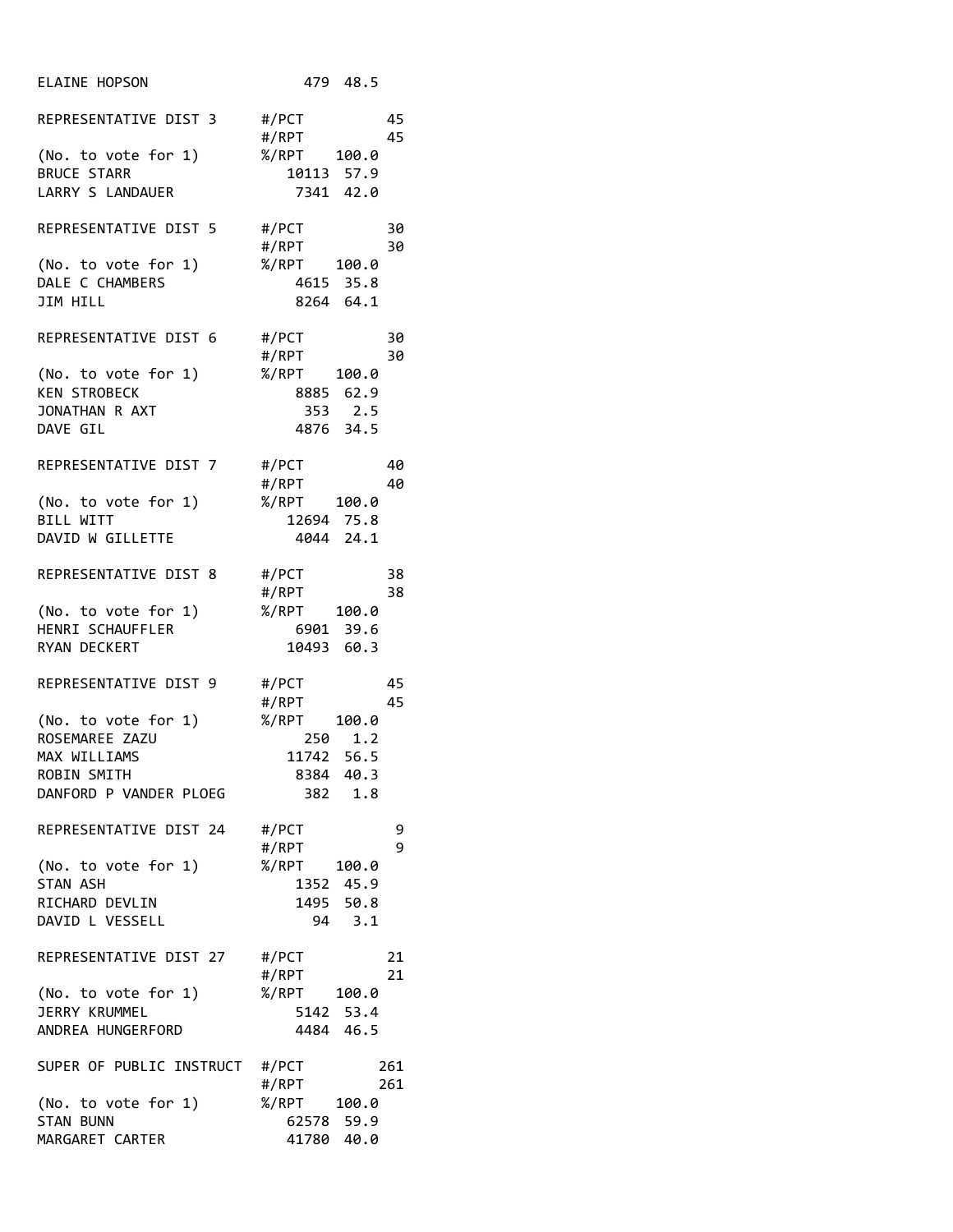```
ELAINE HOPSON                  479  48.5

REPRESENTATIVE DIST 3     #/PCT          45
                          #/RPT          45
(No. to vote for 1)       %/RPT   100.0
BRUCE STARR                  10113  57.9
LARRY S LANDAUER              7341  42.0

REPRESENTATIVE DIST 5     #/PCT          30
                          #/RPT          30
(No. to vote for 1)       %/RPT   100.0
DALE C CHAMBERS               4615  35.8
JIM HILL                      8264  64.1

REPRESENTATIVE DIST 6     #/PCT          30
                          #/RPT          30
(No. to vote for 1)       %/RPT   100.0
KEN STROBECK                  8885  62.9
JONATHAN R AXT                 353   2.5
DAVE GIL                      4876  34.5

REPRESENTATIVE DIST 7     #/PCT          40
                          #/RPT          40
(No. to vote for 1)       %/RPT   100.0
BILL WITT                    12694  75.8
DAVID W GILLETTE              4044  24.1

REPRESENTATIVE DIST 8     #/PCT          38
                          #/RPT          38
(No. to vote for 1)       %/RPT   100.0
HENRI SCHAUFFLER              6901  39.6
RYAN DECKERT                 10493  60.3

REPRESENTATIVE DIST 9     #/PCT          45
                          #/RPT          45
(No. to vote for 1)       %/RPT   100.0
ROSEMAREE ZAZU                 250   1.2
MAX WILLIAMS                 11742  56.5
ROBIN SMITH                   8384  40.3
DANFORD P VANDER PLOEG         382   1.8

REPRESENTATIVE DIST 24    #/PCT           9
                          #/RPT           9
(No. to vote for 1)       %/RPT   100.0
STAN ASH                      1352  45.9
RICHARD DEVLIN                1495  50.8
DAVID L VESSELL                 94   3.1

REPRESENTATIVE DIST 27    #/PCT          21
                          #/RPT          21
(No. to vote for 1)       %/RPT   100.0
JERRY KRUMMEL                 5142  53.4
ANDREA HUNGERFORD             4484  46.5

SUPER OF PUBLIC INSTRUCT  #/PCT         261
                          #/RPT         261
(No. to vote for 1)       %/RPT   100.0
STAN BUNN                    62578  59.9
MARGARET CARTER              41780  40.0
```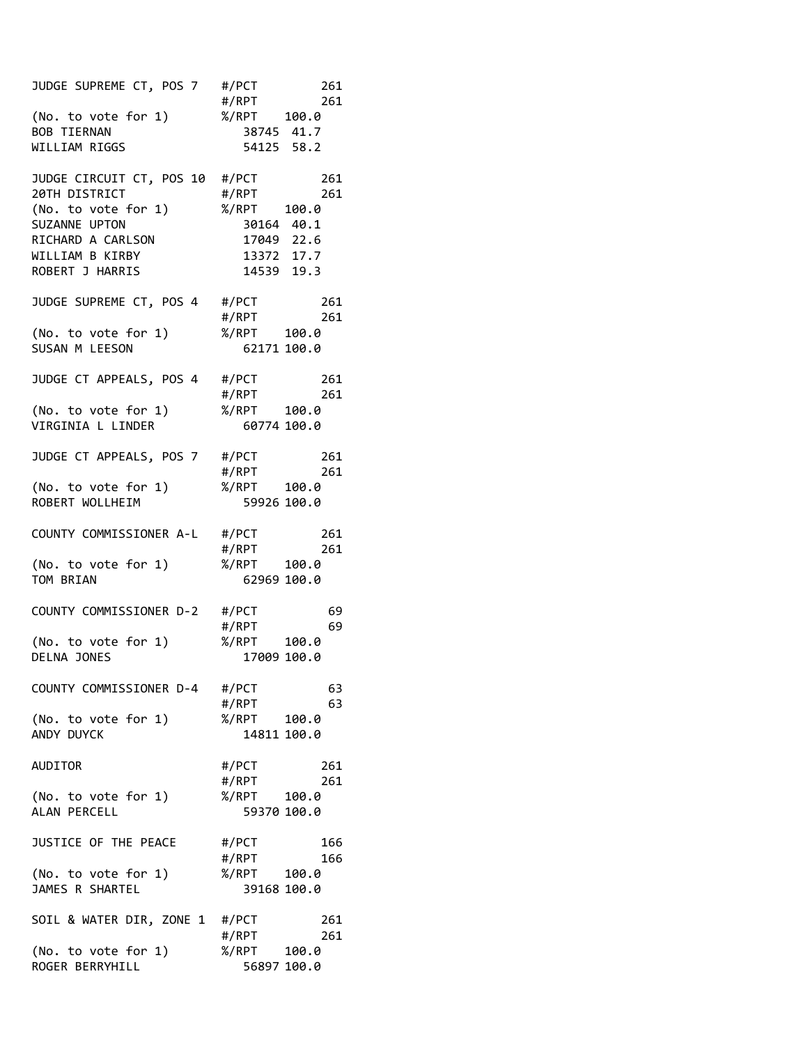```
JUDGE SUPREME CT, POS 7   #/PCT         261
                          #/RPT         261
(No. to vote for 1)       %/RPT   100.0
BOB TIERNAN                  38745  41.7
WILLIAM RIGGS                54125  58.2

JUDGE CIRCUIT CT, POS 10  #/PCT         261
20TH DISTRICT             #/RPT         261
(No. to vote for 1)       %/RPT   100.0
SUZANNE UPTON                30164  40.1
RICHARD A CARLSON            17049  22.6
WILLIAM B KIRBY              13372  17.7
ROBERT J HARRIS              14539  19.3

JUDGE SUPREME CT, POS 4   #/PCT         261
                          #/RPT         261
(No. to vote for 1)       %/RPT   100.0
SUSAN M LEESON               62171 100.0

JUDGE CT APPEALS, POS 4   #/PCT         261
                          #/RPT         261
(No. to vote for 1)       %/RPT   100.0
VIRGINIA L LINDER            60774 100.0

JUDGE CT APPEALS, POS 7   #/PCT         261
                          #/RPT         261
(No. to vote for 1)       %/RPT   100.0
ROBERT WOLLHEIM              59926 100.0

COUNTY COMMISSIONER A-L   #/PCT         261
                          #/RPT         261
(No. to vote for 1)       %/RPT   100.0
TOM BRIAN                    62969 100.0

COUNTY COMMISSIONER D-2   #/PCT          69
                          #/RPT          69
(No. to vote for 1)       %/RPT   100.0
DELNA JONES                  17009 100.0

COUNTY COMMISSIONER D-4   #/PCT          63
                          #/RPT          63
(No. to vote for 1)       %/RPT   100.0
ANDY DUYCK                   14811 100.0

AUDITOR                   #/PCT         261
                          #/RPT         261
(No. to vote for 1)       %/RPT   100.0
ALAN PERCELL                 59370 100.0

JUSTICE OF THE PEACE      #/PCT         166
                          #/RPT         166
(No. to vote for 1)       %/RPT   100.0
JAMES R SHARTEL              39168 100.0

SOIL & WATER DIR, ZONE 1  #/PCT         261
                          #/RPT         261
(No. to vote for 1)       %/RPT   100.0
ROGER BERRYHILL              56897 100.0
```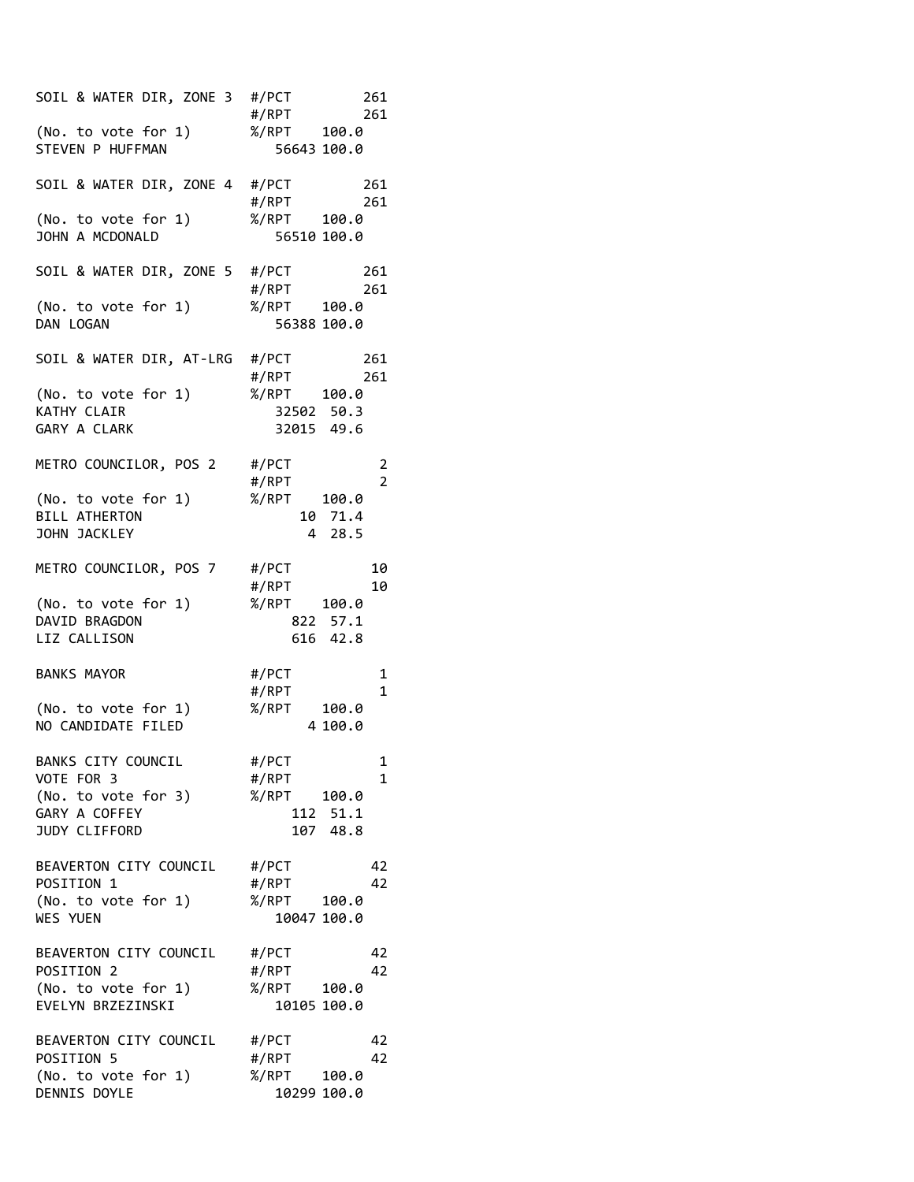```
SOIL & WATER DIR, ZONE 3  #/PCT        261
                          #/RPT        261
(No. to vote for 1)       %/RPT   100.0
STEVEN P HUFFMAN             56643 100.0

SOIL & WATER DIR, ZONE 4  #/PCT        261
                          #/RPT        261
(No. to vote for 1)       %/RPT   100.0
JOHN A MCDONALD              56510 100.0

SOIL & WATER DIR, ZONE 5  #/PCT        261
                          #/RPT        261
(No. to vote for 1)       %/RPT   100.0
DAN LOGAN                    56388 100.0

SOIL & WATER DIR, AT-LRG  #/PCT        261
                          #/RPT        261
(No. to vote for 1)       %/RPT   100.0
KATHY CLAIR                  32502  50.3
GARY A CLARK                 32015  49.6

METRO COUNCILOR, POS 2    #/PCT          2
                          #/RPT          2
(No. to vote for 1)       %/RPT   100.0
BILL ATHERTON                   10  71.4
JOHN JACKLEY                     4  28.5

METRO COUNCILOR, POS 7    #/PCT         10
                          #/RPT         10
(No. to vote for 1)       %/RPT   100.0
DAVID BRAGDON                  822  57.1
LIZ CALLISON                   616  42.8

BANKS MAYOR               #/PCT          1
                          #/RPT          1
(No. to vote for 1)       %/RPT   100.0
NO CANDIDATE FILED               4 100.0

BANKS CITY COUNCIL        #/PCT          1
VOTE FOR 3                #/RPT          1
(No. to vote for 3)       %/RPT   100.0
GARY A COFFEY                  112  51.1
JUDY CLIFFORD                  107  48.8

BEAVERTON CITY COUNCIL    #/PCT         42
POSITION 1                #/RPT         42
(No. to vote for 1)       %/RPT   100.0
WES YUEN                     10047 100.0

BEAVERTON CITY COUNCIL    #/PCT         42
POSITION 2                #/RPT         42
(No. to vote for 1)       %/RPT   100.0
EVELYN BRZEZINSKI            10105 100.0

BEAVERTON CITY COUNCIL    #/PCT         42
POSITION 5                #/RPT         42
(No. to vote for 1)       %/RPT   100.0
DENNIS DOYLE                 10299 100.0
```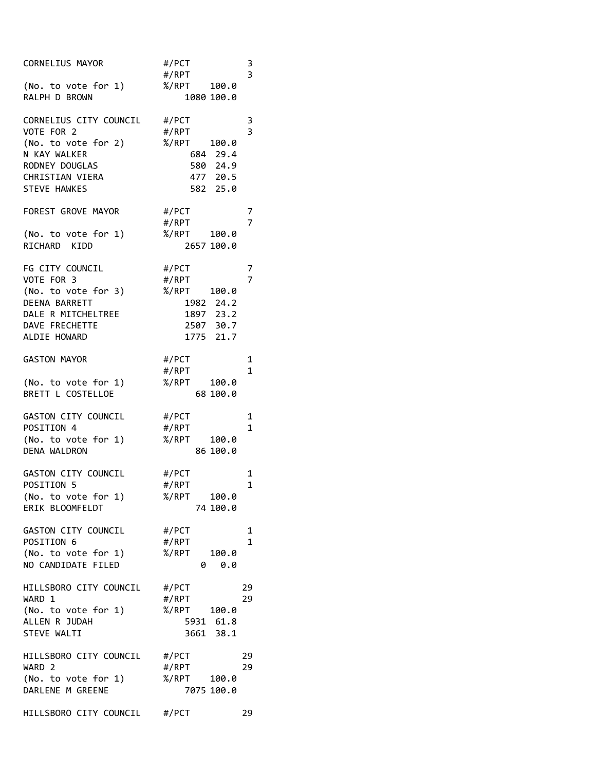```
CORNELIUS MAYOR           #/PCT          3
                          #/RPT          3
(No. to vote for 1)       %/RPT    100.0
RALPH D BROWN                 1080 100.0

CORNELIUS CITY COUNCIL    #/PCT          3
VOTE FOR 2                #/RPT          3
(No. to vote for 2)       %/RPT    100.0
N KAY WALKER                   684  29.4
RODNEY DOUGLAS                 580  24.9
CHRISTIAN VIERA                477  20.5
STEVE HAWKES                   582  25.0

FOREST GROVE MAYOR        #/PCT          7
                          #/RPT          7
(No. to vote for 1)       %/RPT    100.0
RICHARD  KIDD                 2657 100.0

FG CITY COUNCIL           #/PCT          7
VOTE FOR 3                #/RPT          7
(No. to vote for 3)       %/RPT    100.0
DEENA BARRETT                 1982  24.2
DALE R MITCHELTREE            1897  23.2
DAVE FRECHETTE                2507  30.7
ALDIE HOWARD                  1775  21.7

GASTON MAYOR              #/PCT          1
                          #/RPT          1
(No. to vote for 1)       %/RPT    100.0
BRETT L COSTELLOE               68 100.0

GASTON CITY COUNCIL       #/PCT          1
POSITION 4                #/RPT          1
(No. to vote for 1)       %/RPT    100.0
DENA WALDRON                    86 100.0

GASTON CITY COUNCIL       #/PCT          1
POSITION 5                #/RPT          1
(No. to vote for 1)       %/RPT    100.0
ERIK BLOOMFELDT                 74 100.0

GASTON CITY COUNCIL       #/PCT          1
POSITION 6                #/RPT          1
(No. to vote for 1)       %/RPT    100.0
NO CANDIDATE FILED               0   0.0

HILLSBORO CITY COUNCIL    #/PCT         29
WARD 1                    #/RPT         29
(No. to vote for 1)       %/RPT    100.0
ALLEN R JUDAH                 5931  61.8
STEVE WALTI                   3661  38.1

HILLSBORO CITY COUNCIL    #/PCT         29
WARD 2                    #/RPT         29
(No. to vote for 1)       %/RPT    100.0
DARLENE M GREENE              7075 100.0

HILLSBORO CITY COUNCIL    #/PCT         29
```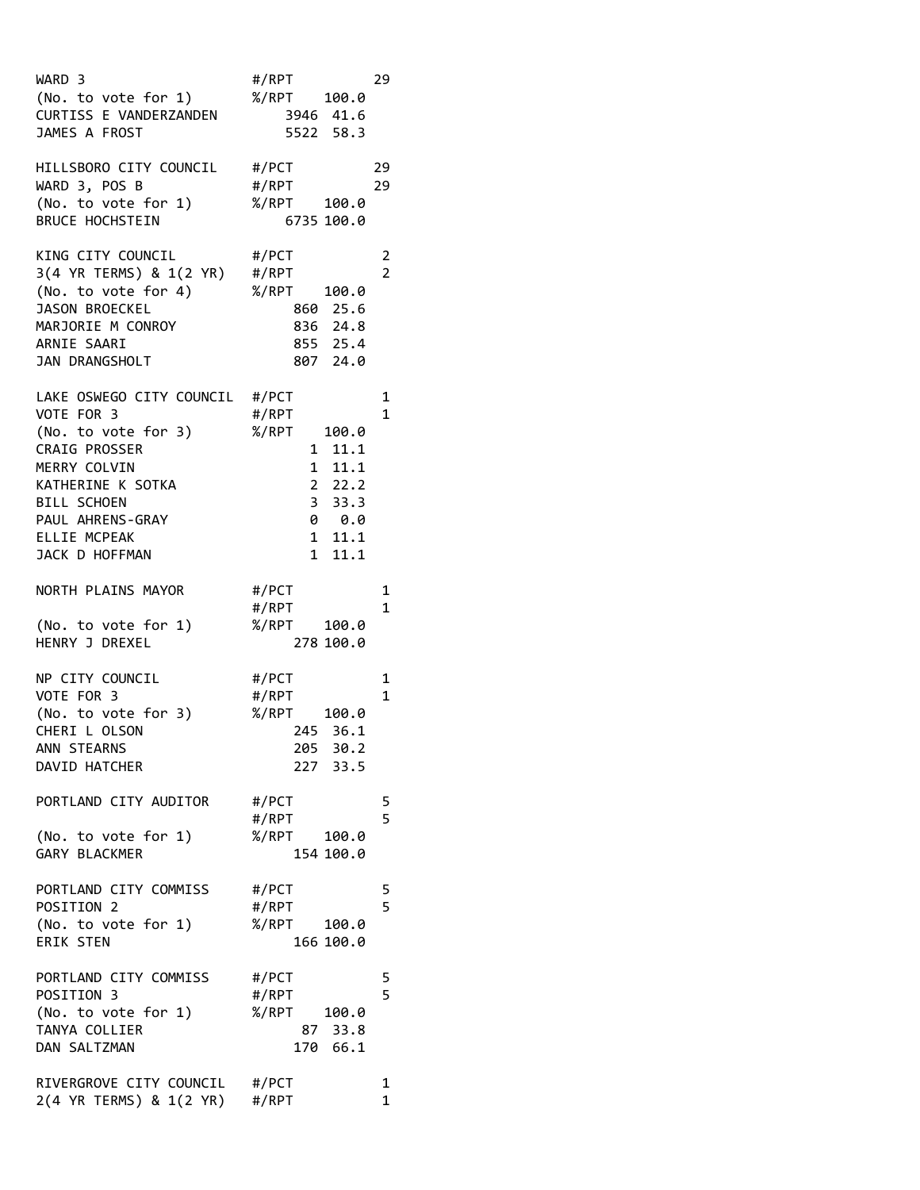```
WARD 3                    #/RPT          29
(No. to vote for 1)       %/RPT    100.0
CURTISS E VANDERZANDEN        3946  41.6
JAMES A FROST                 5522  58.3

HILLSBORO CITY COUNCIL    #/PCT          29
WARD 3, POS B             #/RPT          29
(No. to vote for 1)       %/RPT    100.0
BRUCE HOCHSTEIN               6735 100.0

KING CITY COUNCIL         #/PCT           2
3(4 YR TERMS) & 1(2 YR)   #/RPT           2
(No. to vote for 4)       %/RPT    100.0
JASON BROECKEL                 860  25.6
MARJORIE M CONROY              836  24.8
ARNIE SAARI                    855  25.4
JAN DRANGSHOLT                 807  24.0

LAKE OSWEGO CITY COUNCIL  #/PCT           1
VOTE FOR 3                #/RPT           1
(No. to vote for 3)       %/RPT    100.0
CRAIG PROSSER                    1  11.1
MERRY COLVIN                     1  11.1
KATHERINE K SOTKA                2  22.2
BILL SCHOEN                      3  33.3
PAUL AHRENS-GRAY                 0   0.0
ELLIE MCPEAK                     1  11.1
JACK D HOFFMAN                   1  11.1

NORTH PLAINS MAYOR        #/PCT           1
                          #/RPT           1
(No. to vote for 1)       %/RPT    100.0
HENRY J DREXEL                 278 100.0

NP CITY COUNCIL           #/PCT           1
VOTE FOR 3                #/RPT           1
(No. to vote for 3)       %/RPT    100.0
CHERI L OLSON                  245  36.1
ANN STEARNS                    205  30.2
DAVID HATCHER                  227  33.5

PORTLAND CITY AUDITOR     #/PCT           5
                          #/RPT           5
(No. to vote for 1)       %/RPT    100.0
GARY BLACKMER                  154 100.0

PORTLAND CITY COMMISS     #/PCT           5
POSITION 2                #/RPT           5
(No. to vote for 1)       %/RPT    100.0
ERIK STEN                      166 100.0

PORTLAND CITY COMMISS     #/PCT           5
POSITION 3                #/RPT           5
(No. to vote for 1)       %/RPT    100.0
TANYA COLLIER                   87  33.8
DAN SALTZMAN                   170  66.1

RIVERGROVE CITY COUNCIL   #/PCT           1
2(4 YR TERMS) & 1(2 YR)   #/RPT           1
```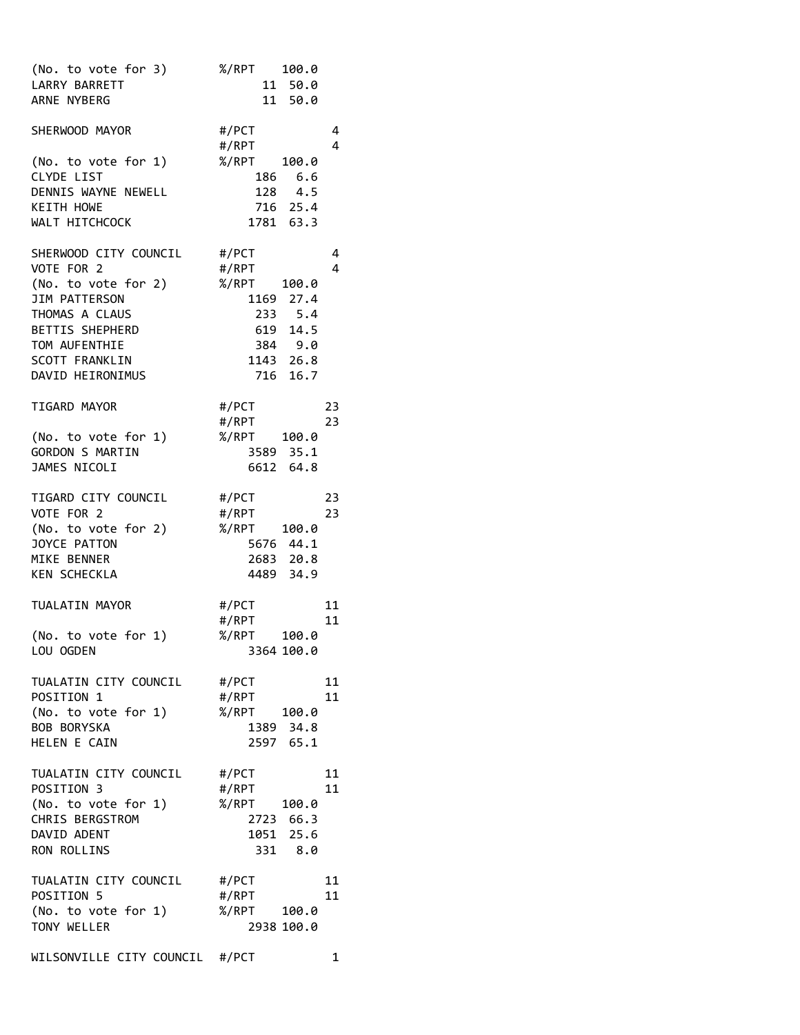```
(No. to vote for 3)       %/RPT    100.0
LARRY BARRETT                  11  50.0
ARNE NYBERG                    11  50.0

SHERWOOD MAYOR            #/PCT           4
                          #/RPT           4
(No. to vote for 1)       %/RPT    100.0
CLYDE LIST                    186   6.6
DENNIS WAYNE NEWELL           128   4.5
KEITH HOWE                    716  25.4
WALT HITCHCOCK               1781  63.3

SHERWOOD CITY COUNCIL     #/PCT           4
VOTE FOR 2                #/RPT           4
(No. to vote for 2)       %/RPT    100.0
JIM PATTERSON                1169  27.4
THOMAS A CLAUS                233   5.4
BETTIS SHEPHERD               619  14.5
TOM AUFENTHIE                 384   9.0
SCOTT FRANKLIN               1143  26.8
DAVID HEIRONIMUS              716  16.7

TIGARD MAYOR              #/PCT          23
                          #/RPT          23
(No. to vote for 1)       %/RPT    100.0
GORDON S MARTIN              3589  35.1
JAMES NICOLI                 6612  64.8

TIGARD CITY COUNCIL       #/PCT          23
VOTE FOR 2                #/RPT          23
(No. to vote for 2)       %/RPT    100.0
JOYCE PATTON                 5676  44.1
MIKE BENNER                  2683  20.8
KEN SCHECKLA                 4489  34.9

TUALATIN MAYOR            #/PCT          11
                          #/RPT          11
(No. to vote for 1)       %/RPT    100.0
LOU OGDEN                    3364 100.0

TUALATIN CITY COUNCIL     #/PCT          11
POSITION 1                #/RPT          11
(No. to vote for 1)       %/RPT    100.0
BOB BORYSKA                  1389  34.8
HELEN E CAIN                 2597  65.1

TUALATIN CITY COUNCIL     #/PCT          11
POSITION 3                #/RPT          11
(No. to vote for 1)       %/RPT    100.0
CHRIS BERGSTROM              2723  66.3
DAVID ADENT                  1051  25.6
RON ROLLINS                   331   8.0

TUALATIN CITY COUNCIL     #/PCT          11
POSITION 5                #/RPT          11
(No. to vote for 1)       %/RPT    100.0
TONY WELLER                  2938 100.0

WILSONVILLE CITY COUNCIL  #/PCT           1
```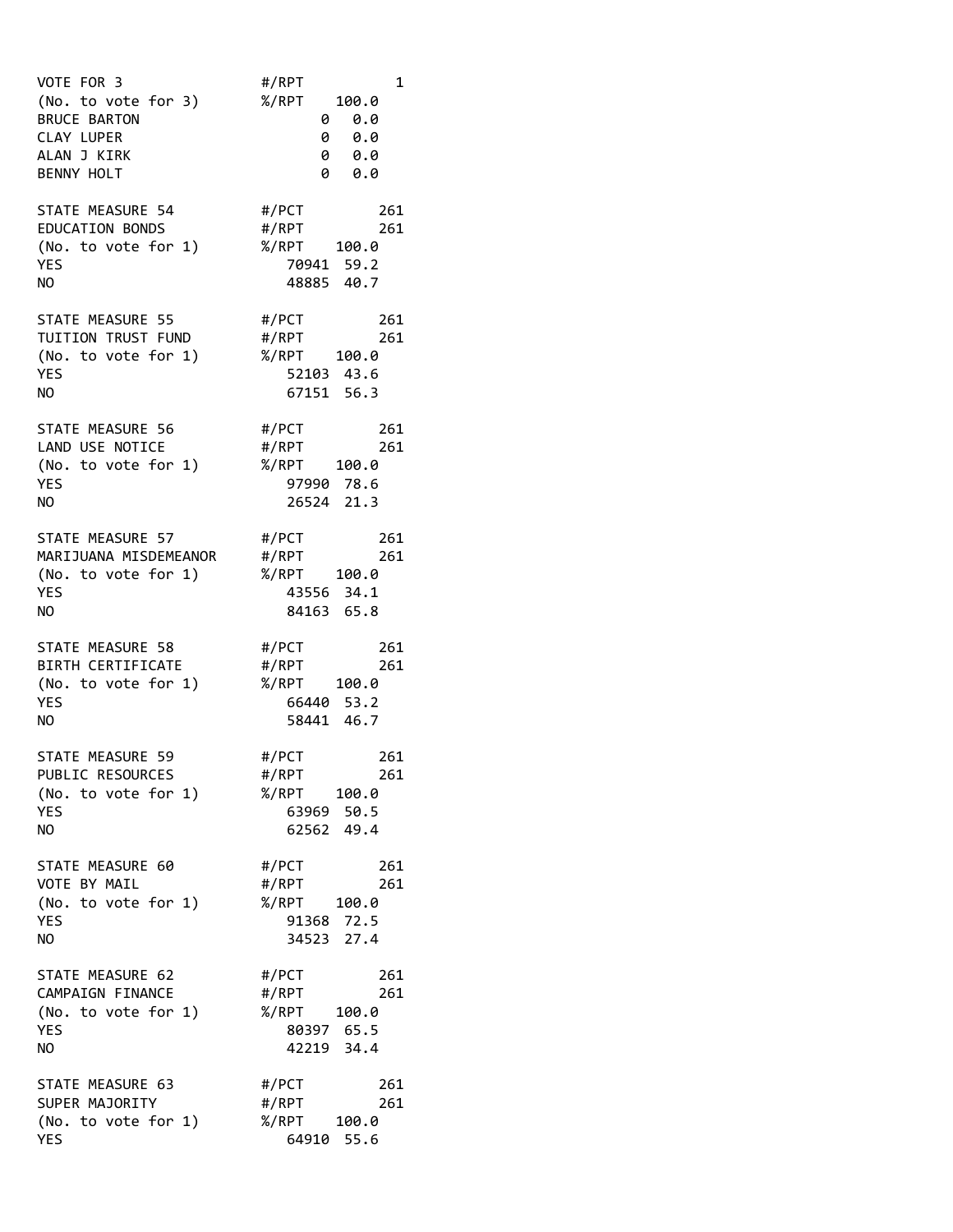```
VOTE FOR 3              #/RPT          1
(No. to vote for 3)     %/RPT    100.0
BRUCE BARTON                 0   0.0
CLAY LUPER                   0   0.0
ALAN J KIRK                  0   0.0
BENNY HOLT                   0   0.0

STATE MEASURE 54        #/PCT        261
EDUCATION BONDS         #/RPT        261
(No. to vote for 1)     %/RPT    100.0
YES                        70941  59.2
NO                         48885  40.7

STATE MEASURE 55        #/PCT        261
TUITION TRUST FUND      #/RPT        261
(No. to vote for 1)     %/RPT    100.0
YES                        52103  43.6
NO                         67151  56.3

STATE MEASURE 56        #/PCT        261
LAND USE NOTICE         #/RPT        261
(No. to vote for 1)     %/RPT    100.0
YES                        97990  78.6
NO                         26524  21.3

STATE MEASURE 57        #/PCT        261
MARIJUANA MISDEMEANOR   #/RPT        261
(No. to vote for 1)     %/RPT    100.0
YES                        43556  34.1
NO                         84163  65.8

STATE MEASURE 58        #/PCT        261
BIRTH CERTIFICATE       #/RPT        261
(No. to vote for 1)     %/RPT    100.0
YES                        66440  53.2
NO                         58441  46.7

STATE MEASURE 59        #/PCT        261
PUBLIC RESOURCES        #/RPT        261
(No. to vote for 1)     %/RPT    100.0
YES                        63969  50.5
NO                         62562  49.4

STATE MEASURE 60        #/PCT        261
VOTE BY MAIL            #/RPT        261
(No. to vote for 1)     %/RPT    100.0
YES                        91368  72.5
NO                         34523  27.4

STATE MEASURE 62        #/PCT        261
CAMPAIGN FINANCE        #/RPT        261
(No. to vote for 1)     %/RPT    100.0
YES                        80397  65.5
NO                         42219  34.4

STATE MEASURE 63        #/PCT        261
SUPER MAJORITY          #/RPT        261
(No. to vote for 1)     %/RPT    100.0
YES                        64910  55.6
```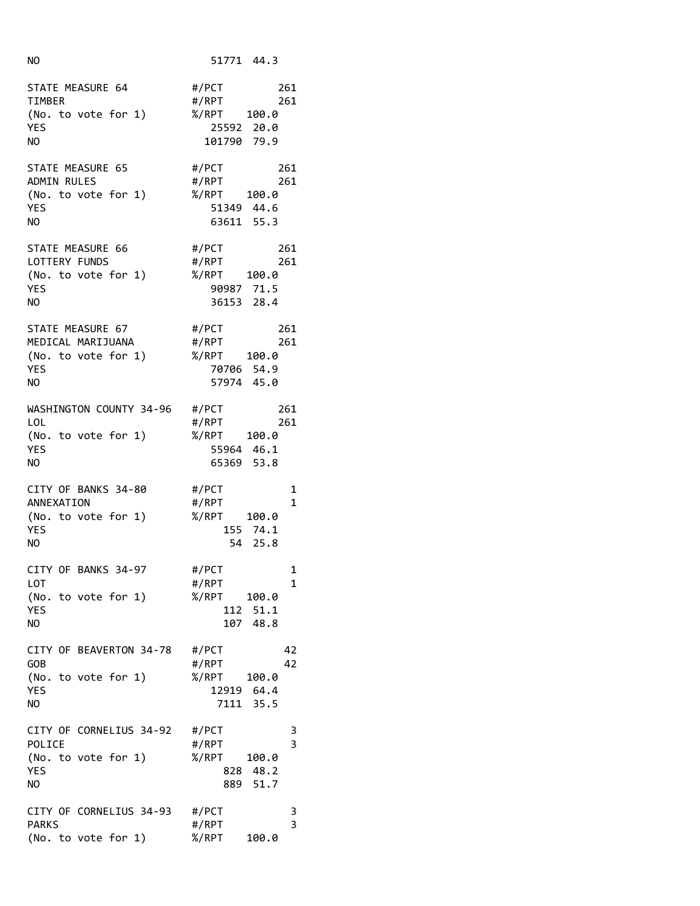```
NO                            51771  44.3

STATE MEASURE 64          #/PCT         261
TIMBER                    #/RPT         261
(No. to vote for 1)       %/RPT    100.0
YES                          25592  20.0
NO                          101790  79.9

STATE MEASURE 65          #/PCT         261
ADMIN RULES               #/RPT         261
(No. to vote for 1)       %/RPT    100.0
YES                          51349  44.6
NO                           63611  55.3

STATE MEASURE 66          #/PCT         261
LOTTERY FUNDS             #/RPT         261
(No. to vote for 1)       %/RPT    100.0
YES                          90987  71.5
NO                           36153  28.4

STATE MEASURE 67          #/PCT         261
MEDICAL MARIJUANA         #/RPT         261
(No. to vote for 1)       %/RPT    100.0
YES                          70706  54.9
NO                           57974  45.0

WASHINGTON COUNTY 34-96   #/PCT         261
LOL                       #/RPT         261
(No. to vote for 1)       %/RPT    100.0
YES                          55964  46.1
NO                           65369  53.8

CITY OF BANKS 34-80       #/PCT           1
ANNEXATION                #/RPT           1
(No. to vote for 1)       %/RPT    100.0
YES                            155  74.1
NO                              54  25.8

CITY OF BANKS 34-97       #/PCT           1
LOT                       #/RPT           1
(No. to vote for 1)       %/RPT    100.0
YES                            112  51.1
NO                             107  48.8

CITY OF BEAVERTON 34-78   #/PCT          42
GOB                       #/RPT          42
(No. to vote for 1)       %/RPT    100.0
YES                          12919  64.4
NO                            7111  35.5

CITY OF CORNELIUS 34-92   #/PCT           3
POLICE                    #/RPT           3
(No. to vote for 1)       %/RPT    100.0
YES                            828  48.2
NO                             889  51.7

CITY OF CORNELIUS 34-93   #/PCT           3
PARKS                     #/RPT           3
(No. to vote for 1)       %/RPT    100.0
```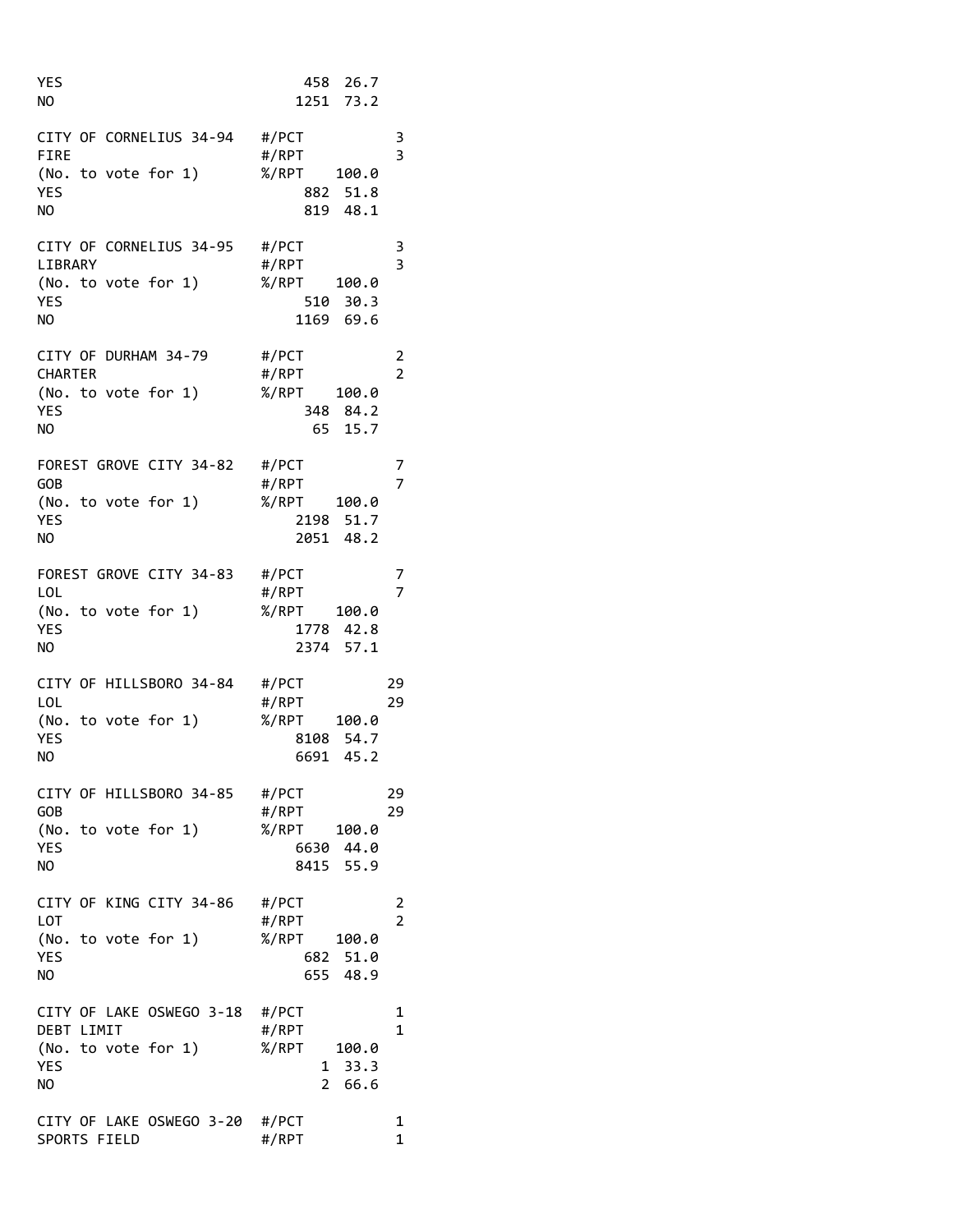```
YES                            458  26.7
NO                            1251  73.2

CITY OF CORNELIUS 34-94   #/PCT           3
FIRE                      #/RPT           3
(No. to vote for 1)       %/RPT    100.0
YES                            882  51.8
NO                             819  48.1

CITY OF CORNELIUS 34-95   #/PCT           3
LIBRARY                   #/RPT           3
(No. to vote for 1)       %/RPT    100.0
YES                            510  30.3
NO                            1169  69.6

CITY OF DURHAM 34-79      #/PCT           2
CHARTER                   #/RPT           2
(No. to vote for 1)       %/RPT    100.0
YES                            348  84.2
NO                              65  15.7

FOREST GROVE CITY 34-82   #/PCT           7
GOB                       #/RPT           7
(No. to vote for 1)       %/RPT    100.0
YES                           2198  51.7
NO                            2051  48.2

FOREST GROVE CITY 34-83   #/PCT           7
LOL                       #/RPT           7
(No. to vote for 1)       %/RPT    100.0
YES                           1778  42.8
NO                            2374  57.1

CITY OF HILLSBORO 34-84   #/PCT          29
LOL                       #/RPT          29
(No. to vote for 1)       %/RPT    100.0
YES                           8108  54.7
NO                            6691  45.2

CITY OF HILLSBORO 34-85   #/PCT          29
GOB                       #/RPT          29
(No. to vote for 1)       %/RPT    100.0
YES                           6630  44.0
NO                            8415  55.9

CITY OF KING CITY 34-86   #/PCT           2
LOT                       #/RPT           2
(No. to vote for 1)       %/RPT    100.0
YES                            682  51.0
NO                             655  48.9

CITY OF LAKE OSWEGO 3-18  #/PCT           1
DEBT LIMIT                #/RPT           1
(No. to vote for 1)       %/RPT    100.0
YES                              1  33.3
NO                               2  66.6

CITY OF LAKE OSWEGO 3-20  #/PCT           1
SPORTS FIELD              #/RPT           1
```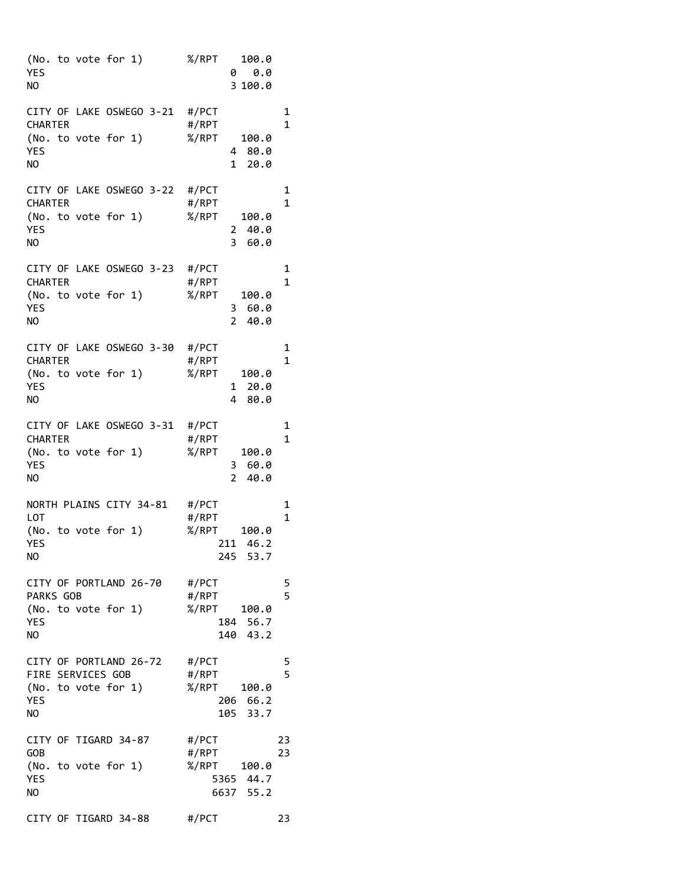```
(No. to vote for 1)       %/RPT    100.0
YES                              0   0.0
NO                               3 100.0

CITY OF LAKE OSWEGO 3-21  #/PCT           1
CHARTER                   #/RPT           1
(No. to vote for 1)       %/RPT    100.0
YES                              4  80.0
NO                               1  20.0

CITY OF LAKE OSWEGO 3-22  #/PCT           1
CHARTER                   #/RPT           1
(No. to vote for 1)       %/RPT    100.0
YES                              2  40.0
NO                               3  60.0

CITY OF LAKE OSWEGO 3-23  #/PCT           1
CHARTER                   #/RPT           1
(No. to vote for 1)       %/RPT    100.0
YES                              3  60.0
NO                               2  40.0

CITY OF LAKE OSWEGO 3-30  #/PCT           1
CHARTER                   #/RPT           1
(No. to vote for 1)       %/RPT    100.0
YES                              1  20.0
NO                               4  80.0

CITY OF LAKE OSWEGO 3-31  #/PCT           1
CHARTER                   #/RPT           1
(No. to vote for 1)       %/RPT    100.0
YES                              3  60.0
NO                               2  40.0

NORTH PLAINS CITY 34-81   #/PCT           1
LOT                       #/RPT           1
(No. to vote for 1)       %/RPT    100.0
YES                            211  46.2
NO                             245  53.7

CITY OF PORTLAND 26-70    #/PCT           5
PARKS GOB                 #/RPT           5
(No. to vote for 1)       %/RPT    100.0
YES                            184  56.7
NO                             140  43.2

CITY OF PORTLAND 26-72    #/PCT           5
FIRE SERVICES GOB         #/RPT           5
(No. to vote for 1)       %/RPT    100.0
YES                            206  66.2
NO                             105  33.7

CITY OF TIGARD 34-87      #/PCT          23
GOB                       #/RPT          23
(No. to vote for 1)       %/RPT    100.0
YES                           5365  44.7
NO                            6637  55.2

CITY OF TIGARD 34-88      #/PCT          23
```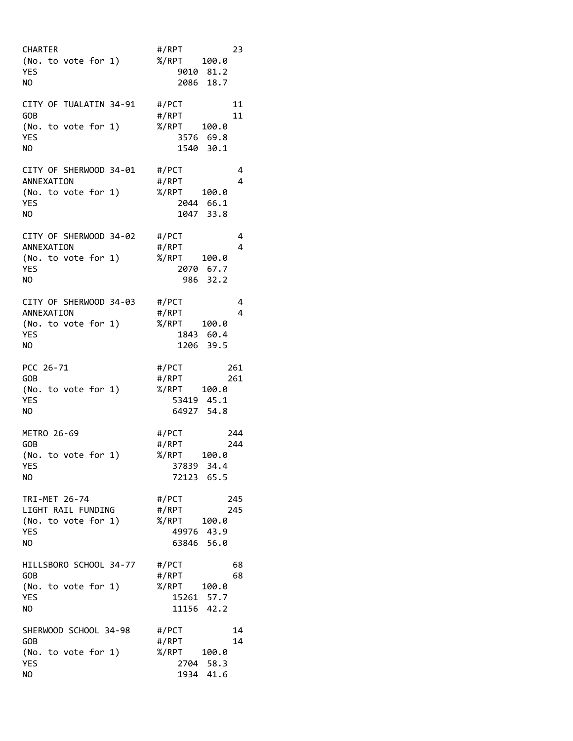```
CHARTER                   #/RPT         23
(No. to vote for 1)       %/RPT   100.0
YES                          9010  81.2
NO                           2086  18.7

CITY OF TUALATIN 34-91    #/PCT         11
GOB                       #/RPT         11
(No. to vote for 1)       %/RPT   100.0
YES                          3576  69.8
NO                           1540  30.1

CITY OF SHERWOOD 34-01    #/PCT          4
ANNEXATION                #/RPT          4
(No. to vote for 1)       %/RPT   100.0
YES                          2044  66.1
NO                           1047  33.8

CITY OF SHERWOOD 34-02    #/PCT          4
ANNEXATION                #/RPT          4
(No. to vote for 1)       %/RPT   100.0
YES                          2070  67.7
NO                            986  32.2

CITY OF SHERWOOD 34-03    #/PCT          4
ANNEXATION                #/RPT          4
(No. to vote for 1)       %/RPT   100.0
YES                          1843  60.4
NO                           1206  39.5

PCC 26-71                 #/PCT        261
GOB                       #/RPT        261
(No. to vote for 1)       %/RPT   100.0
YES                         53419  45.1
NO                          64927  54.8

METRO 26-69               #/PCT        244
GOB                       #/RPT        244
(No. to vote for 1)       %/RPT   100.0
YES                         37839  34.4
NO                          72123  65.5

TRI-MET 26-74             #/PCT        245
LIGHT RAIL FUNDING        #/RPT        245
(No. to vote for 1)       %/RPT   100.0
YES                         49976  43.9
NO                          63846  56.0

HILLSBORO SCHOOL 34-77    #/PCT         68
GOB                       #/RPT         68
(No. to vote for 1)       %/RPT   100.0
YES                         15261  57.7
NO                          11156  42.2

SHERWOOD SCHOOL 34-98     #/PCT         14
GOB                       #/RPT         14
(No. to vote for 1)       %/RPT   100.0
YES                          2704  58.3
NO                           1934  41.6
```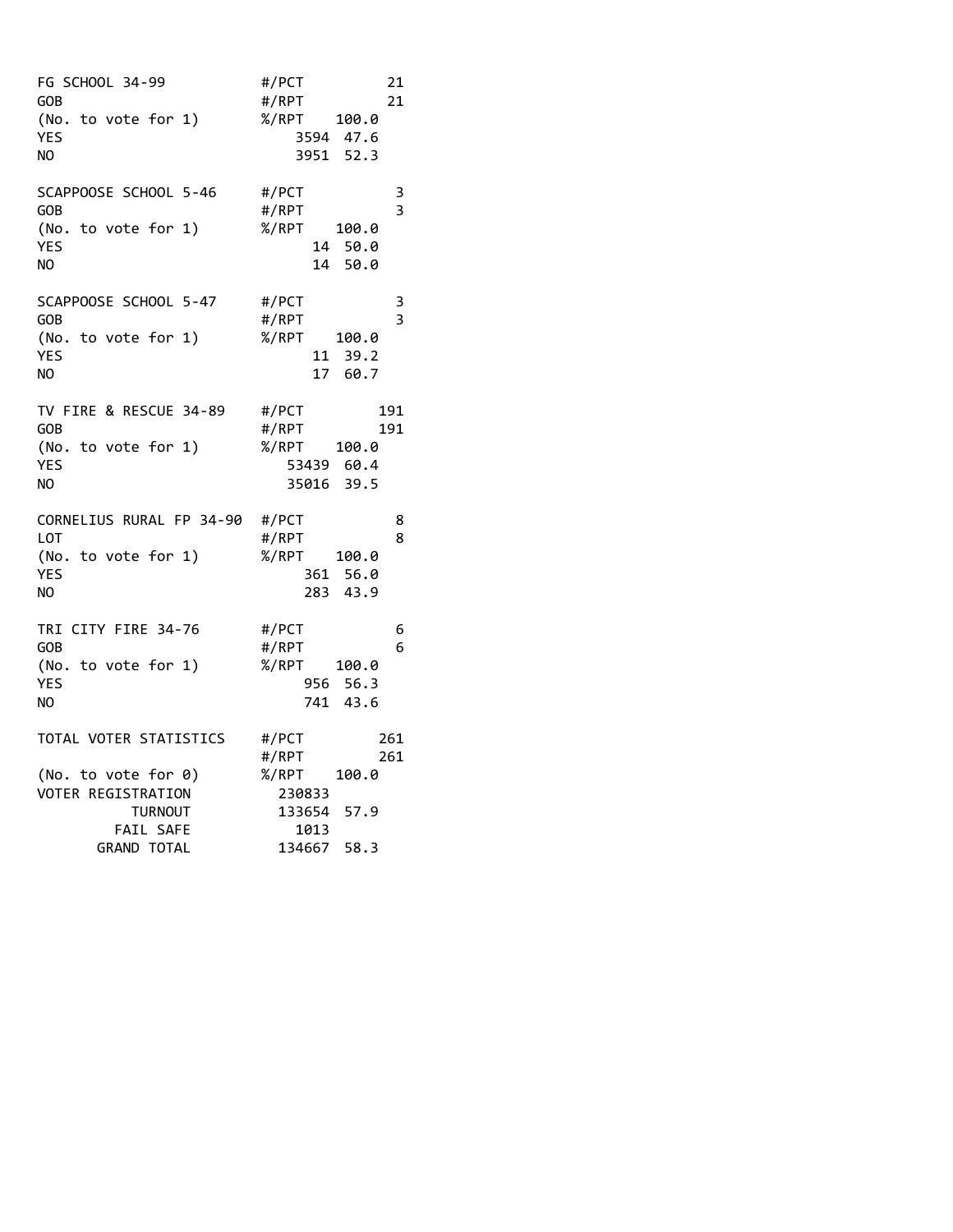```
FG SCHOOL 34-99           #/PCT          21
GOB                       #/RPT          21
(No. to vote for 1)       %/RPT    100.0
YES                           3594  47.6
NO                            3951  52.3

SCAPPOOSE SCHOOL 5-46     #/PCT           3
GOB                       #/RPT           3
(No. to vote for 1)       %/RPT    100.0
YES                             14  50.0
NO                              14  50.0

SCAPPOOSE SCHOOL 5-47     #/PCT           3
GOB                       #/RPT           3
(No. to vote for 1)       %/RPT    100.0
YES                             11  39.2
NO                              17  60.7

TV FIRE & RESCUE 34-89    #/PCT         191
GOB                       #/RPT         191
(No. to vote for 1)       %/RPT    100.0
YES                          53439  60.4
NO                           35016  39.5

CORNELIUS RURAL FP 34-90  #/PCT           8
LOT                       #/RPT           8
(No. to vote for 1)       %/RPT    100.0
YES                            361  56.0
NO                             283  43.9

TRI CITY FIRE 34-76       #/PCT           6
GOB                       #/RPT           6
(No. to vote for 1)       %/RPT    100.0
YES                            956  56.3
NO                             741  43.6

TOTAL VOTER STATISTICS    #/PCT         261
                          #/RPT         261
(No. to vote for 0)       %/RPT    100.0
VOTER REGISTRATION          230833
           TURNOUT          133654  57.9
         FAIL SAFE            1013
       GRAND TOTAL          134667  58.3
```